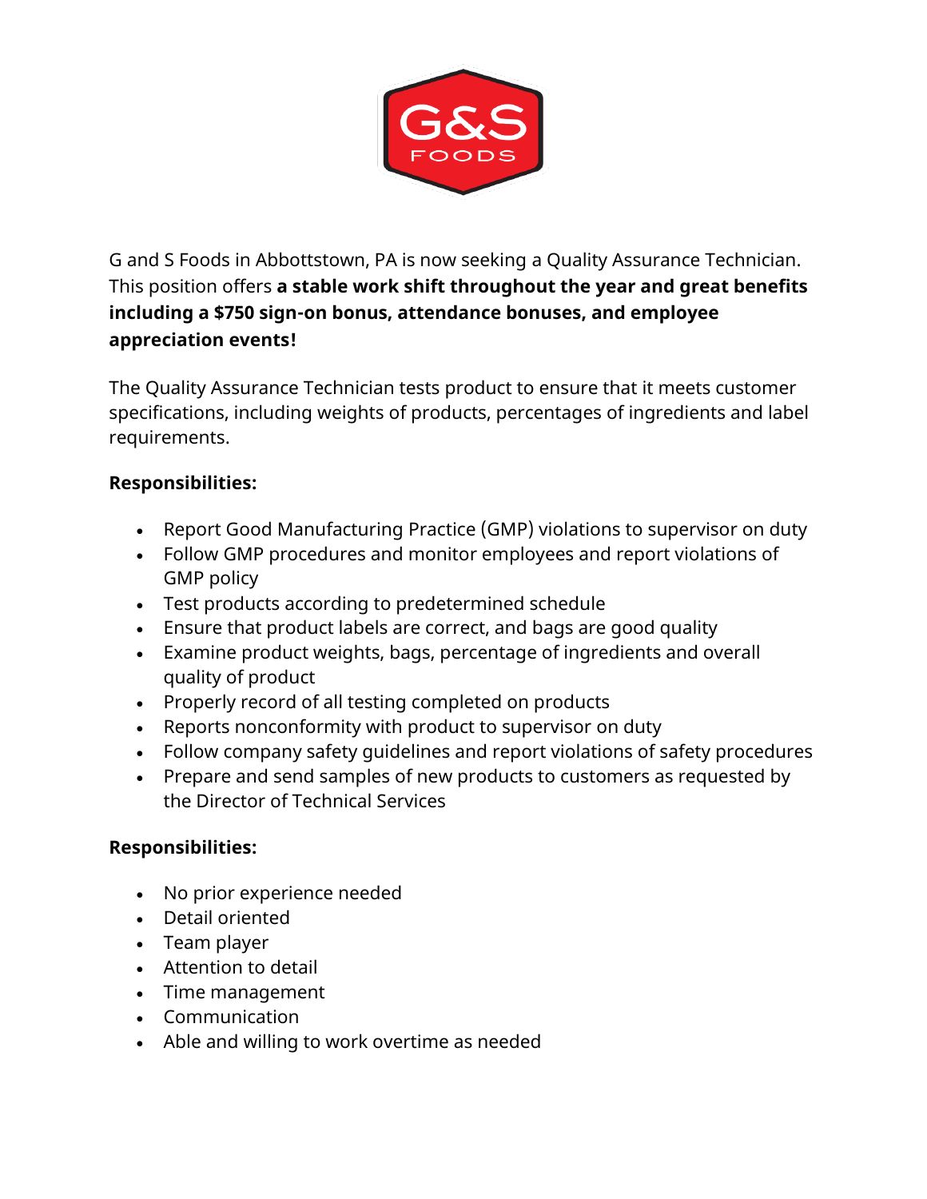G and S Foods in Abbottstown, PA is now seeking a Quality Assurance Technician. This position offers **a stable work shift throughout the year and great benefits including a $750 sign-on bonus, attendance bonuses, and employee appreciation events!**

The Quality Assurance Technician tests product to ensure that it meets customer specifications, including weights of products, percentages of ingredients and label requirements.

**Responsibilities:**

- Report Good Manufacturing Practice (GMP) violations to supervisor on duty
- Follow GMP procedures and monitor employees and report violations of GMP policy
- Test products according to predetermined schedule
- Ensure that product labels are correct, and bags are good quality
- Examine product weights, bags, percentage of ingredients and overall quality of product
- Properly record of all testing completed on products
- Reports nonconformity with product to supervisor on duty
- Follow company safety guidelines and report violations of safety procedures
- Prepare and send samples of new products to customers as requested by the Director of Technical Services

**Responsibilities:**

- No prior experience needed
- Detail oriented
- Team player
- Attention to detail
- Time management
- Communication
- Able and willing to work overtime as needed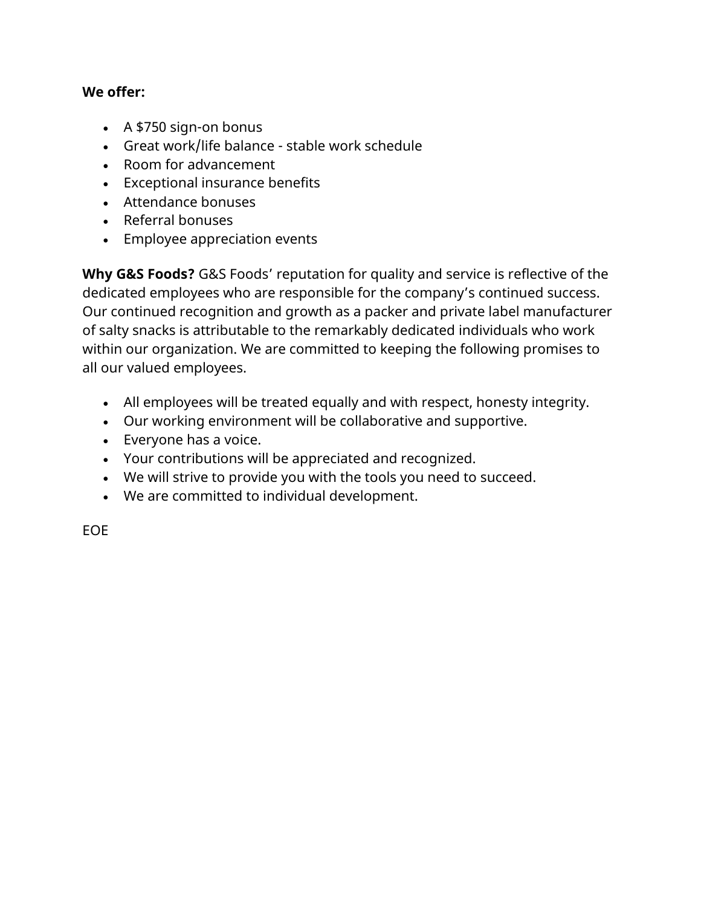**We offer:**

- A $750 sign-on bonus
- Great work/life balance - stable work schedule
- Room for advancement
- Exceptional insurance benefits
- Attendance bonuses
- Referral bonuses
- Employee appreciation events

**Why G&S Foods?** G&S Foods' reputation for quality and service is reflective of the dedicated employees who are responsible for the company's continued success. Our continued recognition and growth as a packer and private label manufacturer of salty snacks is attributable to the remarkably dedicated individuals who work within our organization. We are committed to keeping the following promises to all our valued employees.

- All employees will be treated equally and with respect, honesty integrity.
- Our working environment will be collaborative and supportive.
- Everyone has a voice.
- Your contributions will be appreciated and recognized.
- We will strive to provide you with the tools you need to succeed.
- We are committed to individual development.

EOE